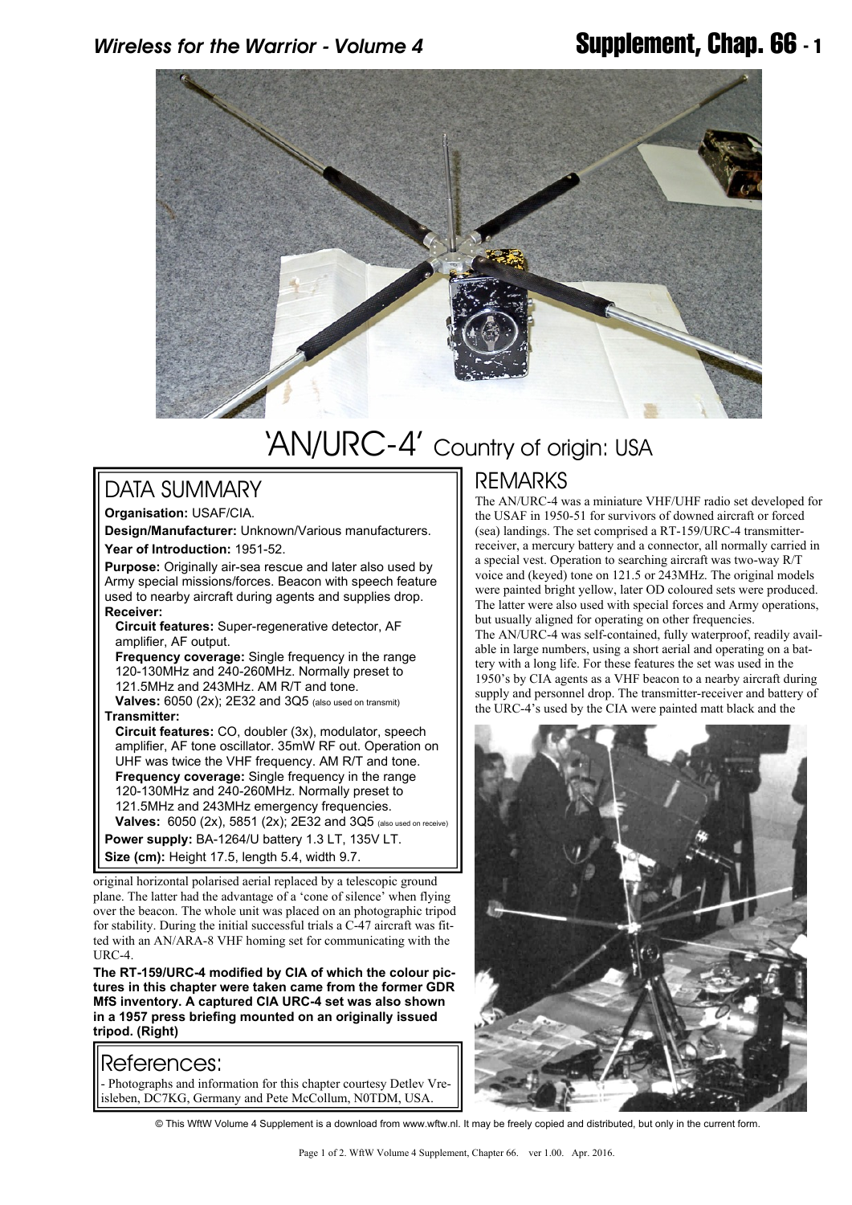# 'AN/URC-4' Country of origin: USA

## DATA SUMMARY

**Organisation:** USAF/CIA.

**Design/Manufacturer:** Unknown/Various manufacturers.

**Year of Introduction:** 1951-52.

**Purpose:** Originally air-sea rescue and later also used by Army special missions/forces. Beacon with speech feature used to nearby aircraft during agents and supplies drop.

**Receiver:**

**Circuit features:** Super-regenerative detector, AF amplifier, AF output.

**Frequency coverage:** Single frequency in the range 120-130MHz and 240-260MHz. Normally preset to 121.5MHz and 243MHz. AM R/T and tone.

**Valves:** 6050 (2x); 2E32 and 3Q5 (also used on transmit)

**Transmitter:**

**Circuit features:** CO, doubler (3x), modulator, speech amplifier, AF tone oscillator. 35mW RF out. Operation on UHF was twice the VHF frequency. AM R/T and tone.

**Frequency coverage:** Single frequency in the range 120-130MHz and 240-260MHz. Normally preset to 121.5MHz and 243MHz emergency frequencies.

**Valves:** 6050 (2x), 5851 (2x); 2E32 and 3Q5 (also used on receive)

**Power supply:** BA-1264/U battery 1.3 LT, 135V LT.

**Size (cm):** Height 17.5, length 5.4, width 9.7.

## REMARKS

The AN/URC-4 was a miniature VHF/UHF radio set developed for the USAF in 1950-51 for survivors of downed aircraft or forced (sea) landings. The set comprised a RT-159/URC-4 transmitter-receiver, a mercury battery and a connector, all normally carried in a special vest. Operation to searching aircraft was two-way R/T voice and (keyed) tone on 121.5 or 243MHz. The original models were painted bright yellow, later OD coloured sets were produced. The latter were also used with special forces and Army operations, but usually aligned for operating on other frequencies.

The AN/URC-4 was self-contained, fully waterproof, readily available in large numbers, using a short aerial and operating on a battery with a long life. For these features the set was used in the 1950's by CIA agents as a VHF beacon to a nearby aircraft during supply and personnel drop. The transmitter-receiver and battery of the URC-4's used by the CIA were painted matt black and the original horizontal polarised aerial replaced by a telescopic ground plane. The latter had the advantage of a 'cone of silence' when flying over the beacon. The whole unit was placed on an photographic tripod for stability. During the initial successful trials a C-47 aircraft was fitted with an AN/ARA-8 VHF homing set for communicating with the URC-4.

**The RT-159/URC-4 modified by CIA of which the colour pictures in this chapter were taken came from the former GDR MfS inventory. A captured CIA URC-4 set was also shown in a 1957 press briefing mounted on an originally issued tripod. (Right)**

## References:

- Photographs and information for this chapter courtesy Detlev Vreisleben, DC7KG, Germany and Pete McCollum, N0TDM, USA.

© This WftW Volume 4 Supplement is a download from www.wftw.nl. It may be freely copied and distributed, but only in the current form.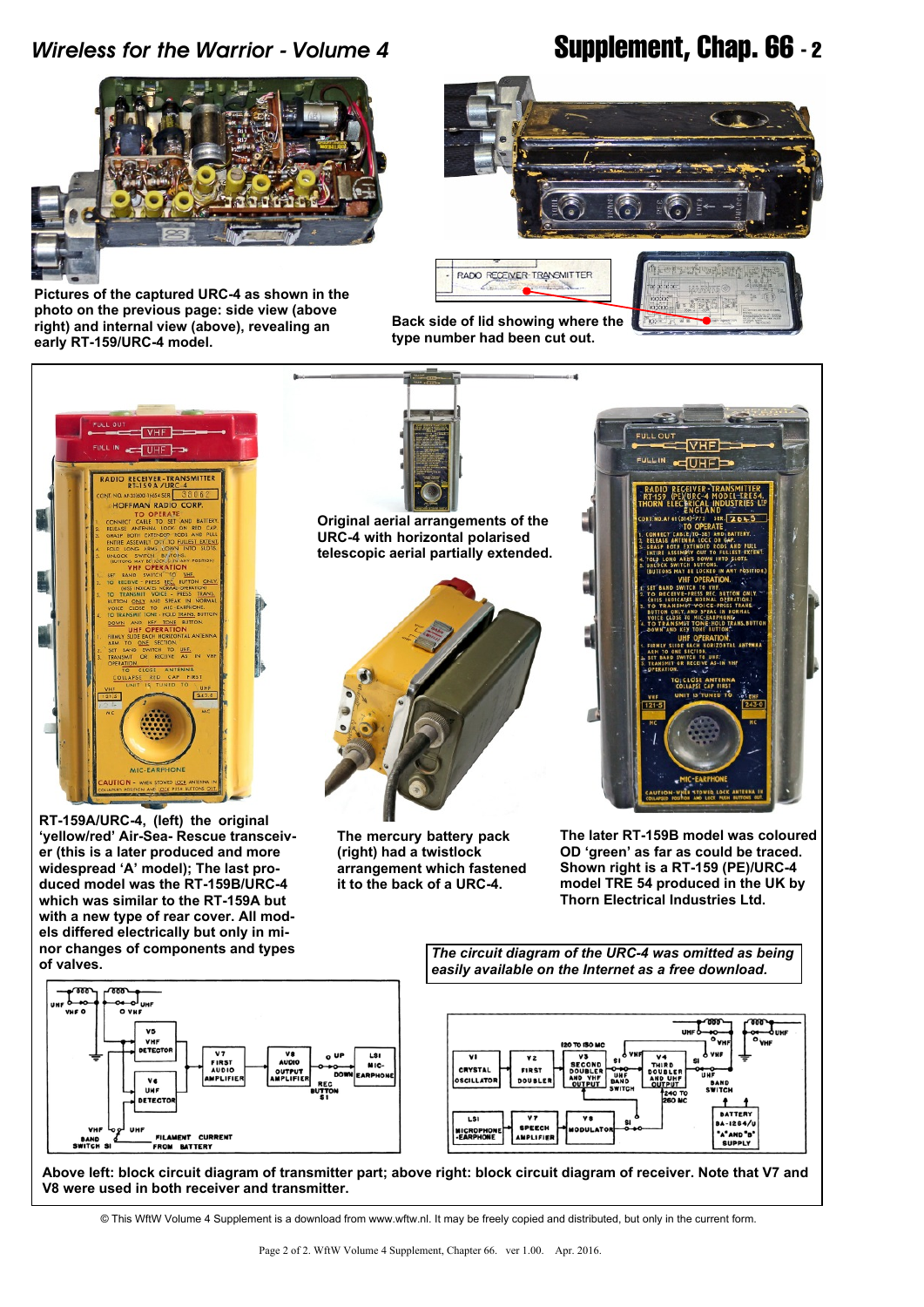Pictures of the captured URC-4 as shown in the photo on the previous page: side view (above right) and internal view (above), revealing an early RT-159/URC-4 model.

Back side of lid showing where the type number had been cut out.

Original aerial arrangements of the URC-4 with horizontal polarised telescopic aerial partially extended.

RT-159A/URC-4, (left) the original 'yellow/red' Air-Sea- Rescue transceiver (this is a later produced and more widespread 'A' model); The last produced model was the RT-159B/URC-4 which was similar to the RT-159A but with a new type of rear cover. All models differed electrically but only in minor changes of components and types of valves.

The mercury battery pack (right) had a twistlock arrangement which fastened it to the back of a URC-4.

The later RT-159B model was coloured OD 'green' as far as could be traced. Shown right is a RT-159 (PE)/URC-4 model TRE 54 produced in the UK by Thorn Electrical Industries Ltd.

*The circuit diagram of the URC-4 was omitted as being easily available on the Internet as a free download.*

UHF
VHF O
O VHF
UHF
V5 VHF DETECTOR
V6 UHF DETECTOR
V7 FIRST AUDIO AMPLIFIER
V8 AUDIO OUTPUT AMPLIFIER
UP
DOWN
REC BUTTON S1
LS1 MIC-EARPHONE
VHF
UHF
BAND SWITCH S1
FILAMENT CURRENT FROM BATTERY

V1 CRYSTAL OSCILLATOR
V2 FIRST DOUBLER
120 TO 130 MC
V3 SECOND DOUBLER AND VHF OUTPUT
S1
VHF
UHF
V4 THIRD DOUBLER AND UHF OUTPUT
UHF BAND SWITCH
240 TO 260 MC
BAND SWITCH
LS1 MICROPHONE -EARPHONE
V7 SPEECH AMPLIFIER
V8 MODULATOR
S1
BATTERY BA-1264/U "A" AND "B" SUPPLY

**Above left: block circuit diagram of transmitter part; above right: block circuit diagram of receiver. Note that V7 and V8 were used in both receiver and transmitter.**

© This WftW Volume 4 Supplement is a download from www.wftw.nl. It may be freely copied and distributed, but only in the current form.